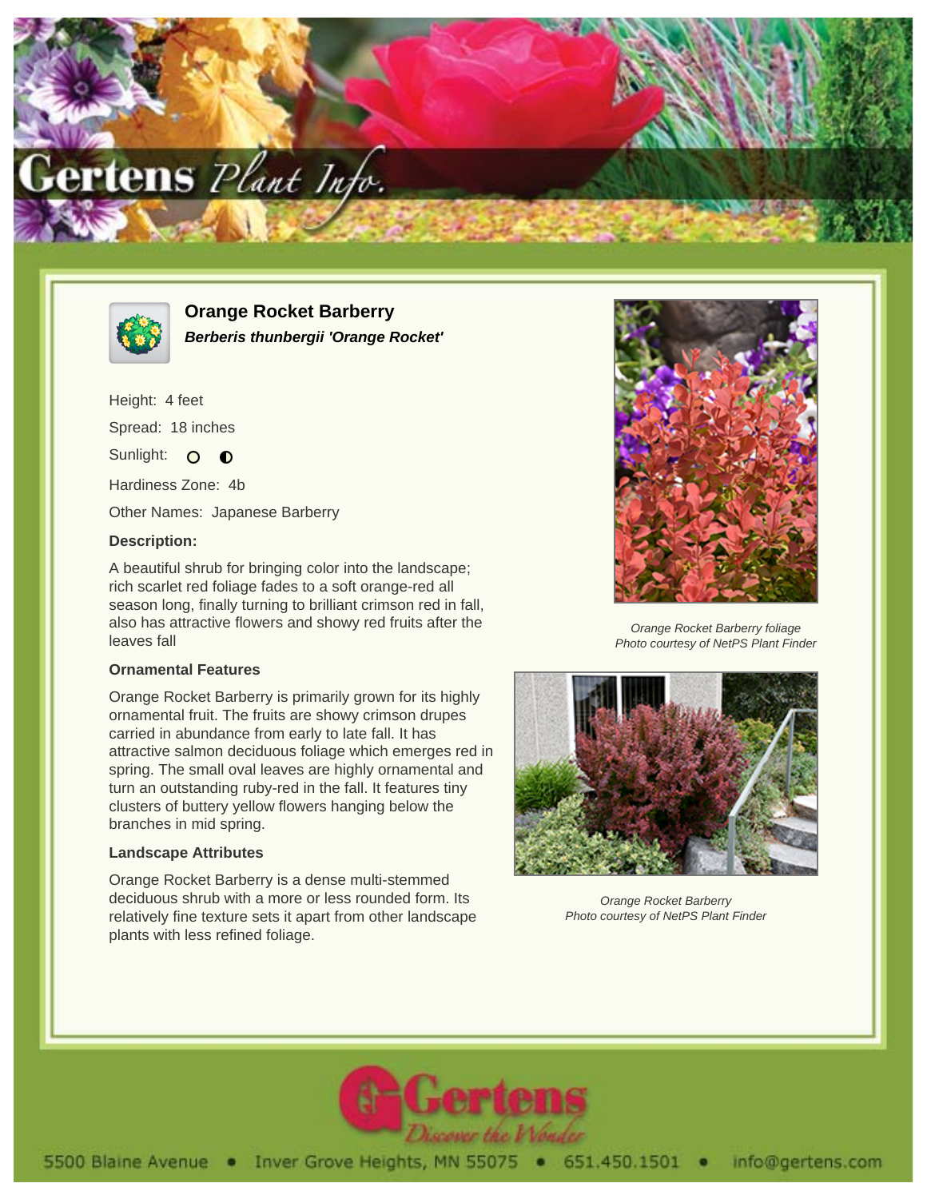# Orange Rocket Barberry

***Berberis thunbergii 'Orange Rocket'***

Height: 4 feet

Spread: 18 inches

Sunlight: ○ ◐

Hardiness Zone: 4b

Other Names: Japanese Barberry

**Description:**

A beautiful shrub for bringing color into the landscape; rich scarlet red foliage fades to a soft orange-red all season long, finally turning to brilliant crimson red in fall, also has attractive flowers and showy red fruits after the leaves fall

### Ornamental Features

Orange Rocket Barberry is primarily grown for its highly ornamental fruit. The fruits are showy crimson drupes carried in abundance from early to late fall. It has attractive salmon deciduous foliage which emerges red in spring. The small oval leaves are highly ornamental and turn an outstanding ruby-red in the fall. It features tiny clusters of buttery yellow flowers hanging below the branches in mid spring.

### Landscape Attributes

Orange Rocket Barberry is a dense multi-stemmed deciduous shrub with a more or less rounded form. Its relatively fine texture sets it apart from other landscape plants with less refined foliage.

*Orange Rocket Barberry foliage*
*Photo courtesy of NetPS Plant Finder*

*Orange Rocket Barberry*
*Photo courtesy of NetPS Plant Finder*

5500 Blaine Avenue • Inver Grove Heights, MN 55075 • 651.450.1501 • info@gertens.com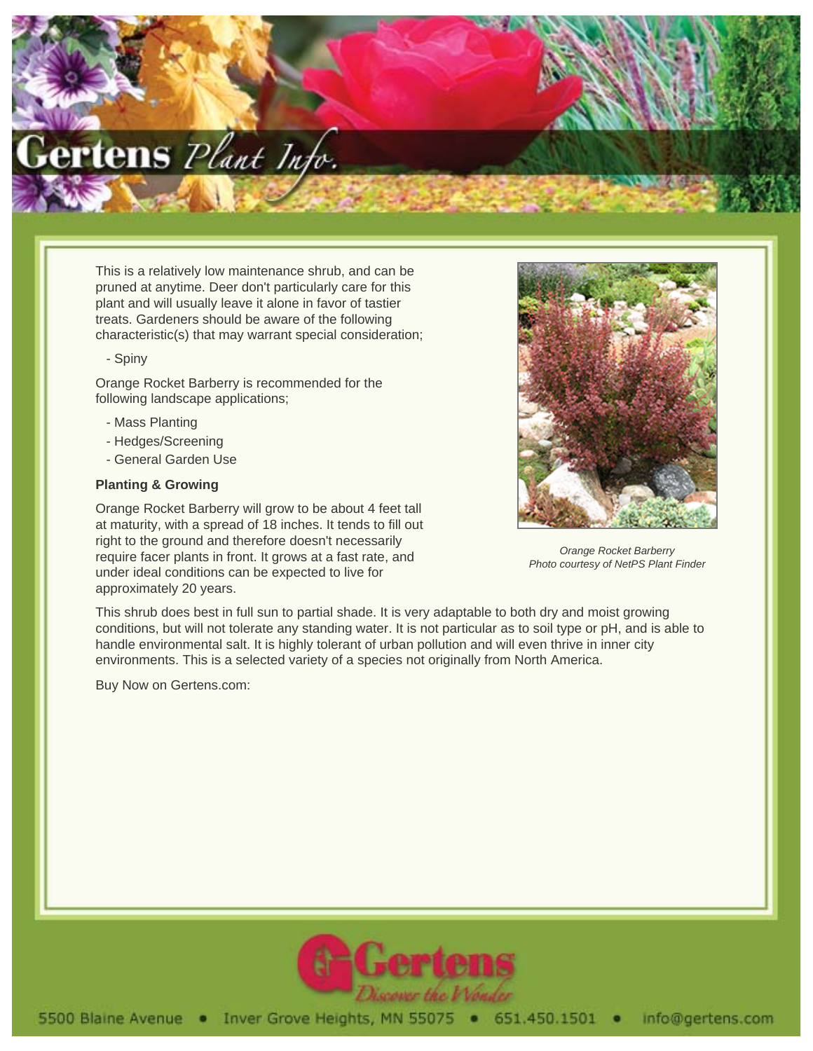This is a relatively low maintenance shrub, and can be pruned at anytime. Deer don't particularly care for this plant and will usually leave it alone in favor of tastier treats. Gardeners should be aware of the following characteristic(s) that may warrant special consideration;

- Spiny

Orange Rocket Barberry is recommended for the following landscape applications;

- Mass Planting
- Hedges/Screening
- General Garden Use

**Planting & Growing**

Orange Rocket Barberry will grow to be about 4 feet tall at maturity, with a spread of 18 inches. It tends to fill out right to the ground and therefore doesn't necessarily require facer plants in front. It grows at a fast rate, and under ideal conditions can be expected to live for approximately 20 years.

*Orange Rocket Barberry*
*Photo courtesy of NetPS Plant Finder*

This shrub does best in full sun to partial shade. It is very adaptable to both dry and moist growing conditions, but will not tolerate any standing water. It is not particular as to soil type or pH, and is able to handle environmental salt. It is highly tolerant of urban pollution and will even thrive in inner city environments. This is a selected variety of a species not originally from North America.

Buy Now on Gertens.com: